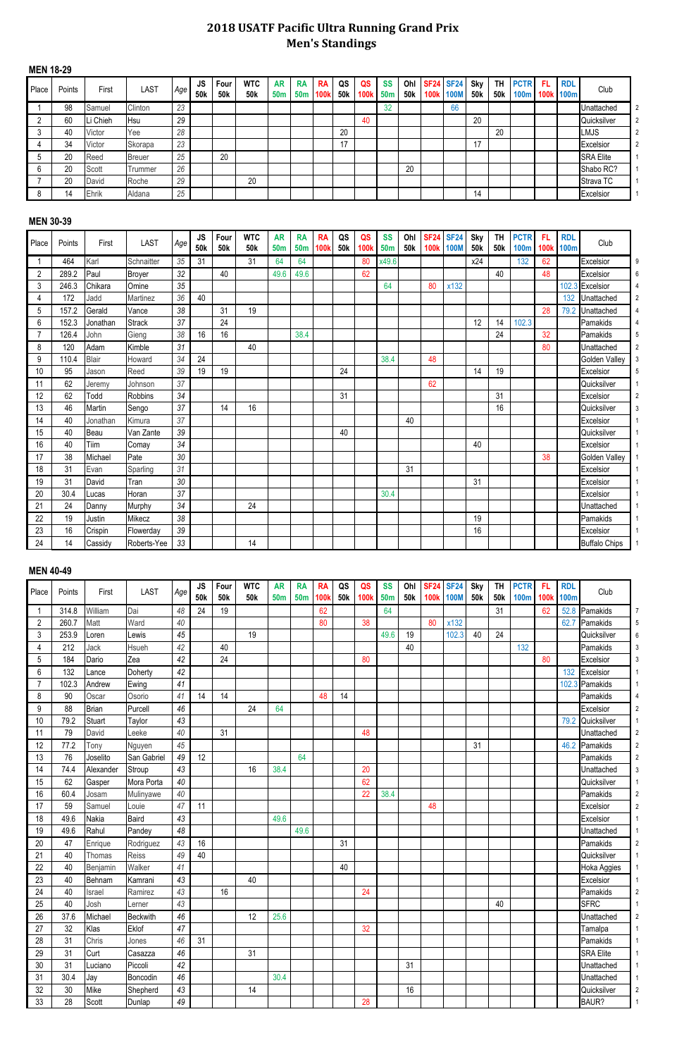# 2018 USATF Pacific Ultra Running Grand Prix
## Men's Standings

### MEN 18-29

| Place | Points | First | LAST | Age | JS 50k | Four 50k | WTC 50k | AR 50m | RA 50m | RA 100k | QS 50k | QS 100k | SS 50m | Ohl 50k | SF24 100k | SF24 100M | Sky 50k | TH 50k | PCTR 100m | FL 100k | RDL 100m | Club | |
|---|---|---|---|---|---|---|---|---|---|---|---|---|---|---|---|---|---|---|---|---|---|---|---|
| 1 | 98 | Samuel | Clinton | 23 | | | | | | | | | 32 | | | 66 | | | | | | Unattached | 2 |
| 2 | 60 | Li Chieh | Hsu | 29 | | | | | | | | 40 | | | | | 20 | | | | | Quicksilver | 2 |
| 3 | 40 | Victor | Yee | 28 | | | | | | | 20 | | | | | | | 20 | | | | LMJS | 2 |
| 4 | 34 | Victor | Skorapa | 23 | | | | | | | 17 | | | | | | 17 | | | | | Excelsior | 2 |
| 5 | 20 | Reed | Breuer | 25 | | 20 | | | | | | | | | | | | | | | | SRA Elite | 1 |
| 6 | 20 | Scott | Trummer | 26 | | | | | | | | | | 20 | | | | | | | | Shabo RC? | 1 |
| 7 | 20 | David | Roche | 29 | | | 20 | | | | | | | | | | | | | | | Strava TC | 1 |
| 8 | 14 | Ehrik | Aldana | 25 | | | | | | | | | | | | | 14 | | | | | Excelsior | 1 |

### MEN 30-39

| Place | Points | First | LAST | Age | JS 50k | Four 50k | WTC 50k | AR 50m | RA 50m | RA 100k | QS 50k | QS 100k | SS 50m | Ohl 50k | SF24 100k | SF24 100M | Sky 50k | TH 50k | PCTR 100m | FL 100k | RDL 100m | Club | |
|---|---|---|---|---|---|---|---|---|---|---|---|---|---|---|---|---|---|---|---|---|---|---|---|
| 1 | 464 | Karl | Schnaitter | 35 | 31 | | 31 | 64 | 64 | | | 80 | x49.6 | | | | x24 | | 132 | 62 | | Excelsior | 9 |
| 2 | 289.2 | Paul | Broyer | 32 | | 40 | | 49.6 | 49.6 | | | 62 | | | | | | 40 | | 48 | | Excelsior | 6 |
| 3 | 246.3 | Chikara | Omine | 35 | | | | | | | | | 64 | | 80 | x132 | | | | | 102.3 | Excelsior | 4 |
| 4 | 172 | Jadd | Martinez | 36 | 40 | | | | | | | | | | | | | | | | 132 | Unattached | 2 |
| 5 | 157.2 | Gerald | Vance | 38 | | 31 | 19 | | | | | | | | | | | | | 28 | 79.2 | Unattached | 4 |
| 6 | 152.3 | Jonathan | Strack | 37 | | 24 | | | | | | | | | | | 12 | 14 | 102.3 | | | Pamakids | 4 |
| 7 | 126.4 | John | Gieng | 38 | 16 | 16 | | | 38.4 | | | | | | | | | 24 | | 32 | | Pamakids | 5 |
| 8 | 120 | Adam | Kimble | 31 | | | 40 | | | | | | | | | | | | | 80 | | Unattached | 2 |
| 9 | 110.4 | Blair | Howard | 34 | 24 | | | | | | | | 38.4 | | 48 | | | | | | | Golden Valley | 3 |
| 10 | 95 | Jason | Reed | 39 | 19 | 19 | | | | | 24 | | | | | | 14 | 19 | | | | Excelsior | 5 |
| 11 | 62 | Jeremy | Johnson | 37 | | | | | | | | | | | 62 | | | | | | | Quicksilver | 1 |
| 12 | 62 | Todd | Robbins | 34 | | | | | | | 31 | | | | | | | 31 | | | | Excelsior | 2 |
| 13 | 46 | Martin | Sengo | 37 | | 14 | 16 | | | | | | | | | | | 16 | | | | Quicksilver | 3 |
| 14 | 40 | Jonathan | Kimura | 37 | | | | | | | | | | 40 | | | | | | | | Excelsior | 1 |
| 15 | 40 | Beau | Van Zante | 39 | | | | | | | 40 | | | | | | | | | | | Quicksilver | 1 |
| 16 | 40 | Tiim | Comay | 34 | | | | | | | | | | | | | 40 | | | | | Excelsior | 1 |
| 17 | 38 | Michael | Pate | 30 | | | | | | | | | | | | | | | | 38 | | Golden Valley | 1 |
| 18 | 31 | Evan | Sparling | 31 | | | | | | | | | | 31 | | | | | | | | Excelsior | 1 |
| 19 | 31 | David | Tran | 30 | | | | | | | | | | | | | 31 | | | | | Excelsior | 1 |
| 20 | 30.4 | Lucas | Horan | 37 | | | | | | | | | 30.4 | | | | | | | | | Excelsior | 1 |
| 21 | 24 | Danny | Murphy | 34 | | | 24 | | | | | | | | | | | | | | | Unattached | 1 |
| 22 | 19 | Justin | Mikecz | 38 | | | | | | | | | | | | | 19 | | | | | Pamakids | 1 |
| 23 | 16 | Crispin | Flowerday | 39 | | | | | | | | | | | | | 16 | | | | | Excelsior | 1 |
| 24 | 14 | Cassidy | Roberts-Yee | 33 | | | 14 | | | | | | | | | | | | | | | Buffalo Chips | 1 |

### MEN 40-49

| Place | Points | First | LAST | Age | JS 50k | Four 50k | WTC 50k | AR 50m | RA 50m | RA 100k | QS 50k | QS 100k | SS 50m | Ohl 50k | SF24 100k | SF24 100M | Sky 50k | TH 50k | PCTR 100m | FL 100k | RDL 100m | Club | |
|---|---|---|---|---|---|---|---|---|---|---|---|---|---|---|---|---|---|---|---|---|---|---|---|
| 1 | 314.8 | William | Dai | 48 | 24 | 19 | | | | 62 | | | 64 | | | | | 31 | | 62 | 52.8 | Pamakids | 7 |
| 2 | 260.7 | Matt | Ward | 40 | | | | | | 80 | | 38 | | | 80 | x132 | | | | | 62.7 | Pamakids | 5 |
| 3 | 253.9 | Loren | Lewis | 45 | | | 19 | | | | | | 49.6 | 19 | | 102.3 | 40 | 24 | | | | Quicksilver | 6 |
| 4 | 212 | Jack | Hsueh | 42 | | 40 | | | | | | | | 40 | | | | | 132 | | | Pamakids | 3 |
| 5 | 184 | Dario | Zea | 42 | | 24 | | | | | | 80 | | | | | | | | 80 | | Excelsior | 3 |
| 6 | 132 | Lance | Doherty | 42 | | | | | | | | | | | | | | | | | 132 | Excelsior | 1 |
| 7 | 102.3 | Andrew | Ewing | 41 | | | | | | | | | | | | | | | | | 102.3 | Pamakids | 1 |
| 8 | 90 | Oscar | Osorio | 41 | 14 | 14 | | | | 48 | 14 | | | | | | | | | | | Pamakids | 4 |
| 9 | 88 | Brian | Purcell | 46 | | | 24 | 64 | | | | | | | | | | | | | | Excelsior | 2 |
| 10 | 79.2 | Stuart | Taylor | 43 | | | | | | | | | | | | | | | | | 79.2 | Quicksilver | 1 |
| 11 | 79 | David | Leeke | 40 | | 31 | | | | | | 48 | | | | | | | | | | Unattached | 2 |
| 12 | 77.2 | Tony | Nguyen | 45 | | | | | | | | | | | | | 31 | | | | 46.2 | Pamakids | 2 |
| 13 | 76 | Joselito | San Gabriel | 49 | 12 | | | | 64 | | | | | | | | | | | | | Pamakids | 2 |
| 14 | 74.4 | Alexander | Stroup | 43 | | | 16 | 38.4 | | | | 20 | | | | | | | | | | Unattached | 3 |
| 15 | 62 | Gasper | Mora Porta | 40 | | | | | | | | 62 | | | | | | | | | | Quicksilver | 1 |
| 16 | 60.4 | Josam | Mulinyawe | 40 | | | | | | | | 22 | 38.4 | | | | | | | | | Pamakids | 2 |
| 17 | 59 | Samuel | Louie | 47 | 11 | | | | | | | | | | 48 | | | | | | | Excelsior | 2 |
| 18 | 49.6 | Nakia | Baird | 43 | | | | 49.6 | | | | | | | | | | | | | | Excelsior | 1 |
| 19 | 49.6 | Rahul | Pandey | 48 | | | | | 49.6 | | | | | | | | | | | | | Unattached | 1 |
| 20 | 47 | Enrique | Rodriguez | 43 | 16 | | | | | | 31 | | | | | | | | | | | Pamakids | 2 |
| 21 | 40 | Thomas | Reiss | 49 | 40 | | | | | | | | | | | | | | | | | Quicksilver | 1 |
| 22 | 40 | Benjamin | Walker | 41 | | | | | | | 40 | | | | | | | | | | | Hoka Aggies | 1 |
| 23 | 40 | Behnam | Kamrani | 43 | | | 40 | | | | | | | | | | | | | | | Excelsior | 1 |
| 24 | 40 | Israel | Ramirez | 43 | | 16 | | | | | | 24 | | | | | | | | | | Pamakids | 2 |
| 25 | 40 | Josh | Lerner | 43 | | | | | | | | | | | | | | 40 | | | | SFRC | 1 |
| 26 | 37.6 | Michael | Beckwith | 46 | | | 12 | 25.6 | | | | | | | | | | | | | | Unattached | 2 |
| 27 | 32 | Klas | Eklof | 47 | | | | | | | | 32 | | | | | | | | | | Tamalpa | 1 |
| 28 | 31 | Chris | Jones | 46 | 31 | | | | | | | | | | | | | | | | | Pamakids | 1 |
| 29 | 31 | Curt | Casazza | 46 | | | 31 | | | | | | | | | | | | | | | SRA Elite | 1 |
| 30 | 31 | Luciano | Piccoli | 42 | | | | | | | | | | 31 | | | | | | | | Unattached | 1 |
| 31 | 30.4 | Jay | Boncodin | 46 | | | | 30.4 | | | | | | | | | | | | | | Unattached | 1 |
| 32 | 30 | Mike | Shepherd | 43 | | | 14 | | | | | | | 16 | | | | | | | | Quicksilver | 2 |
| 33 | 28 | Scott | Dunlap | 49 | | | | | | | | 28 | | | | | | | | | | BAUR? | 1 |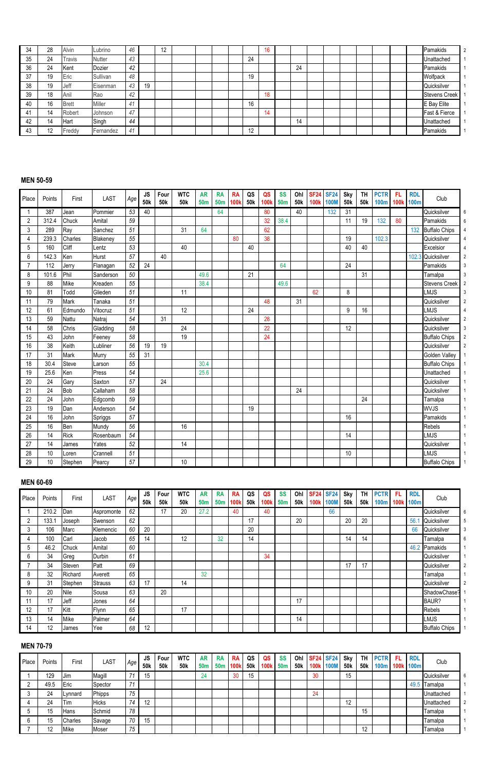| 34 | 28 | Alvin | Lubrino | 46 | | 12 | | | | | | 16 | | | | | | | | | | Pamakids | 2 |
|---|---|---|---|---|---|---|---|---|---|---|---|---|---|---|---|---|---|---|---|---|---|---|---|
| 35 | 24 | Travis | Nutter | 43 | | | | | | | 24 | | | | | | | | | | | Unattached | 1 |
| 36 | 24 | Kent | Dozier | 42 | | | | | | | | | | 24 | | | | | | | | Pamakids | 1 |
| 37 | 19 | Eric | Sullivan | 48 | | | | | | | 19 | | | | | | | | | | | Wolfpack | 1 |
| 38 | 19 | Jeff | Eisenman | 43 | 19 | | | | | | | | | | | | | | | | | Quicksilver | 1 |
| 39 | 18 | Anil | Rao | 42 | | | | | | | | 18 | | | | | | | | | | Stevens Creek | 1 |
| 40 | 16 | Brett | Miller | 41 | | | | | | | 16 | | | | | | | | | | | E Bay Elite | 1 |
| 41 | 14 | Robert | Johnson | 47 | | | | | | | | 14 | | | | | | | | | | Fast & Fierce | 1 |
| 42 | 14 | Hart | Singh | 44 | | | | | | | | | | 14 | | | | | | | | Unattached | 1 |
| 43 | 12 | Freddy | Fernandez | 41 | | | | | | | 12 | | | | | | | | | | | Pamakids | 1 |

## MEN 50-59

| Place | Points | First | LAST | Age | JS 50k | Four 50k | WTC 50k | AR 50m | RA 50m | RA 100k | QS 50k | QS 100k | SS 50m | Ohl 50k | SF24 100k | SF24 100M | Sky 50k | TH 50k | PCTR 100m | FL 100k | RDL 100m | Club | |
|---|---|---|---|---|---|---|---|---|---|---|---|---|---|---|---|---|---|---|---|---|---|---|---|
| 1 | 387 | Jean | Pommier | 53 | 40 | | | | 64 | | | 80 | | 40 | | 132 | 31 | | | | | Quicksilver | 6 |
| 2 | 312.4 | Chuck | Amital | 59 | | | | | | | | 32 | 38.4 | | | | 11 | 19 | 132 | 80 | | Pamakids | 6 |
| 3 | 289 | Ray | Sanchez | 51 | | | 31 | 64 | | | | 62 | | | | | | | | | 132 | Buffalo Chips | 4 |
| 4 | 239.3 | Charles | Blakeney | 55 | | | | | | 80 | | 38 | | | | | 19 | | 102.3 | | | Quicksilver | 4 |
| 5 | 160 | Cliff | Lentz | 53 | | | 40 | | | | 40 | | | | | | 40 | 40 | | | | Excelsior | 4 |
| 6 | 142.3 | Ken | Hurst | 57 | | 40 | | | | | | | | | | | | | | | 102.3 | Quicksilver | 2 |
| 7 | 112 | Jerry | Flanagan | 52 | 24 | | | | | | | | 64 | | | | 24 | | | | | Pamakids | 3 |
| 8 | 101.6 | Phil | Sanderson | 50 | | | | 49.6 | | | 21 | | | | | | | 31 | | | | Tamalpa | 3 |
| 9 | 88 | Mike | Kreaden | 55 | | | | 38.4 | | | | | 49.6 | | | | | | | | | Stevens Creek | 2 |
| 10 | 81 | Todd | Glieden | 51 | | | 11 | | | | | | | | 62 | | 8 | | | | | LMJS | 3 |
| 11 | 79 | Mark | Tanaka | 51 | | | | | | | | 48 | | 31 | | | | | | | | Quicksilver | 2 |
| 12 | 61 | Edmundo | Vitocruz | 51 | | | 12 | | | | 24 | | | | | | 9 | 16 | | | | LMJS | 4 |
| 13 | 59 | Nattu | Natraj | 54 | | 31 | | | | | | 28 | | | | | | | | | | Quicksilver | 2 |
| 14 | 58 | Chris | Gladding | 58 | | | 24 | | | | | 22 | | | | | 12 | | | | | Quicksilver | 3 |
| 15 | 43 | John | Feeney | 58 | | | 19 | | | | | 24 | | | | | | | | | | Buffalo Chips | 2 |
| 16 | 38 | Keith | Lubliner | 56 | 19 | 19 | | | | | | | | | | | | | | | | Quicksilver | 2 |
| 17 | 31 | Mark | Murry | 55 | 31 | | | | | | | | | | | | | | | | | Golden Valley | 1 |
| 18 | 30.4 | Steve | Larson | 55 | | | | 30.4 | | | | | | | | | | | | | | Buffalo Chips | 1 |
| 19 | 25.6 | Ken | Press | 54 | | | | 25.6 | | | | | | | | | | | | | | Unattached | 1 |
| 20 | 24 | Gary | Saxton | 57 | | 24 | | | | | | | | | | | | | | | | Quicksilver | 1 |
| 21 | 24 | Bob | Callaham | 58 | | | | | | | | | | 24 | | | | | | | | Quicksilver | 1 |
| 22 | 24 | John | Edgcomb | 59 | | | | | | | | | | | | | | 24 | | | | Tamalpa | 1 |
| 23 | 19 | Dan | Anderson | 54 | | | | | | | 19 | | | | | | | | | | | WVJS | 1 |
| 24 | 16 | John | Spriggs | 57 | | | | | | | | | | | | | 16 | | | | | Pamakids | 1 |
| 25 | 16 | Ben | Mundy | 56 | | | 16 | | | | | | | | | | | | | | | Rebels | 1 |
| 26 | 14 | Rick | Rosenbaum | 54 | | | | | | | | | | | | | 14 | | | | | LMJS | 1 |
| 27 | 14 | James | Yates | 52 | | | 14 | | | | | | | | | | | | | | | Quicksilver | 1 |
| 28 | 10 | Loren | Crannell | 51 | | | | | | | | | | | | | 10 | | | | | LMJS | 1 |
| 29 | 10 | Stephen | Pearcy | 57 | | | 10 | | | | | | | | | | | | | | | Buffalo Chips | 1 |

## MEN 60-69

| Place | Points | First | LAST | Age | JS 50k | Four 50k | WTC 50k | AR 50m | RA 50m | RA 100k | QS 50k | QS 100k | SS 50m | Ohl 50k | SF24 100k | SF24 100M | Sky 50k | TH 50k | PCTR 100m | FL 100k | RDL 100m | Club | |
|---|---|---|---|---|---|---|---|---|---|---|---|---|---|---|---|---|---|---|---|---|---|---|---|
| 1 | 210.2 | Dan | Aspromonte | 62 | | 17 | 20 | 27.2 | | 40 | | 40 | | | | 66 | | | | | | Quicksilver | 6 |
| 2 | 133.1 | Joseph | Swenson | 62 | | | | | | | 17 | | | 20 | | | 20 | 20 | | | 56.1 | Quicksilver | 5 |
| 3 | 106 | Marc | Klemencic | 60 | 20 | | | | | | 20 | | | | | | | | | | 66 | Quicksilver | 3 |
| 4 | 100 | Carl | Jacob | 65 | 14 | | 12 | | 32 | | 14 | | | | | | 14 | 14 | | | | Tamalpa | 6 |
| 5 | 46.2 | Chuck | Amital | 60 | | | | | | | | | | | | | | | | | 46.2 | Pamakids | 1 |
| 6 | 34 | Greg | Durbin | 61 | | | | | | | | 34 | | | | | | | | | | Quicksilver | 1 |
| 7 | 34 | Steven | Patt | 69 | | | | | | | | | | | | | 17 | 17 | | | | Quicksilver | 2 |
| 8 | 32 | Richard | Averett | 65 | | | | 32 | | | | | | | | | | | | | | Tamalpa | 1 |
| 9 | 31 | Stephen | Strauss | 63 | 17 | | 14 | | | | | | | | | | | | | | | Quicksilver | 2 |
| 10 | 20 | Nile | Sousa | 63 | | 20 | | | | | | | | | | | | | | | | ShadowChase? | 1 |
| 11 | 17 | Jeff | Jones | 64 | | | | | | | | | | 17 | | | | | | | | BAUR? | 1 |
| 12 | 17 | Kitt | Flynn | 65 | | | 17 | | | | | | | | | | | | | | | Rebels | 1 |
| 13 | 14 | Mike | Palmer | 64 | | | | | | | | | | 14 | | | | | | | | LMJS | 1 |
| 14 | 12 | James | Yee | 68 | 12 | | | | | | | | | | | | | | | | | Buffalo Chips | 1 |

## MEN 70-79

| Place | Points | First | LAST | Age | JS 50k | Four 50k | WTC 50k | AR 50m | RA 50m | RA 100k | QS 50k | QS 100k | SS 50m | Ohl 50k | SF24 100k | SF24 100M | Sky 50k | TH 50k | PCTR 100m | FL 100k | RDL 100m | Club | |
|---|---|---|---|---|---|---|---|---|---|---|---|---|---|---|---|---|---|---|---|---|---|---|---|
| 1 | 129 | Jim | Magill | 71 | 15 | | | 24 | | 30 | 15 | | | | 30 | | 15 | | | | | Quicksilver | 6 |
| 2 | 49.5 | Eric | Spector | 71 | | | | | | | | | | | | | | | | | 49.5 | Tamalpa | 1 |
| 3 | 24 | Lynnard | Phipps | 75 | | | | | | | | | | | 24 | | | | | | | Unattached | 1 |
| 4 | 24 | Tim | Hicks | 74 | 12 | | | | | | | | | | | | 12 | | | | | Unattached | 2 |
| 5 | 15 | Hans | Schmid | 78 | | | | | | | | | | | | | | 15 | | | | Tamalpa | 1 |
| 6 | 15 | Charles | Savage | 70 | 15 | | | | | | | | | | | | | | | | | Tamalpa | 1 |
| 7 | 12 | Mike | Moser | 75 | | | | | | | | | | | | | | 12 | | | | Tamalpa | 1 |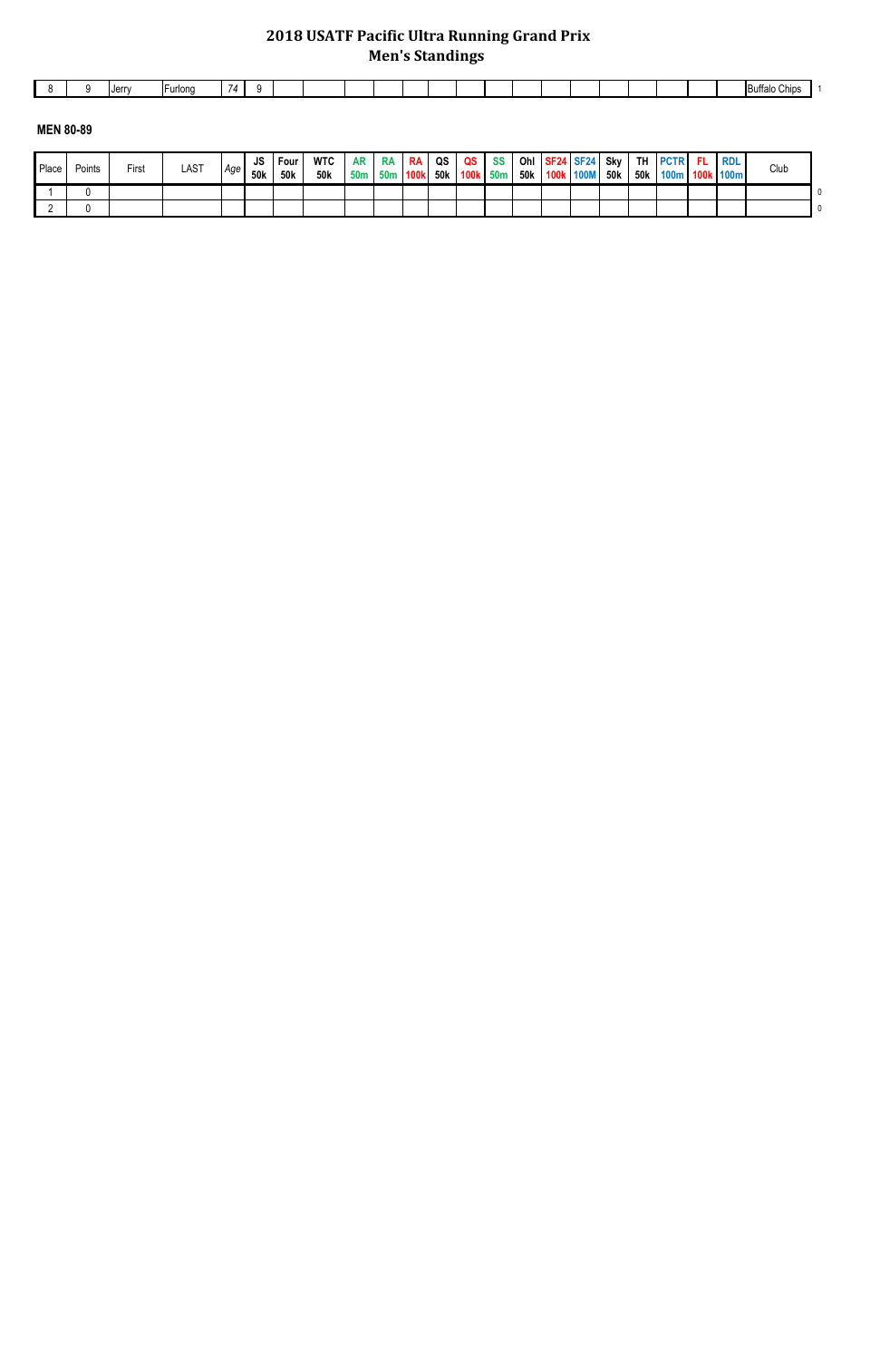# 2018 USATF Pacific Ultra Running Grand Prix
## Men's Standings

| | | | | | | | | | | | | | | | | | | | | | | | |
|---|---|---|---|---|---|---|---|---|---|---|---|---|---|---|---|---|---|---|---|---|---|---|---|
| 8 | 9 | Jerry | Furlong | 74 | 9 | | | | | | | | | | | | | | | | | Buffalo Chips | 1 |

**MEN 80-89**

| Place | Points | First | LAST | Age | JS 50k | Four 50k | WTC 50k | AR 50m | RA 50m | RA 100k | QS 50k | QS 100k | SS 50m | Ohl 50k | SF24 100k | SF24 100M | Sky 50k | TH 50k | PCTR 100m | FL 100k | RDL 100m | Club | |
|---|---|---|---|---|---|---|---|---|---|---|---|---|---|---|---|---|---|---|---|---|---|---|---|
| 1 | 0 | | | | | | | | | | | | | | | | | | | | | | 0 |
| 2 | 0 | | | | | | | | | | | | | | | | | | | | | | 0 |